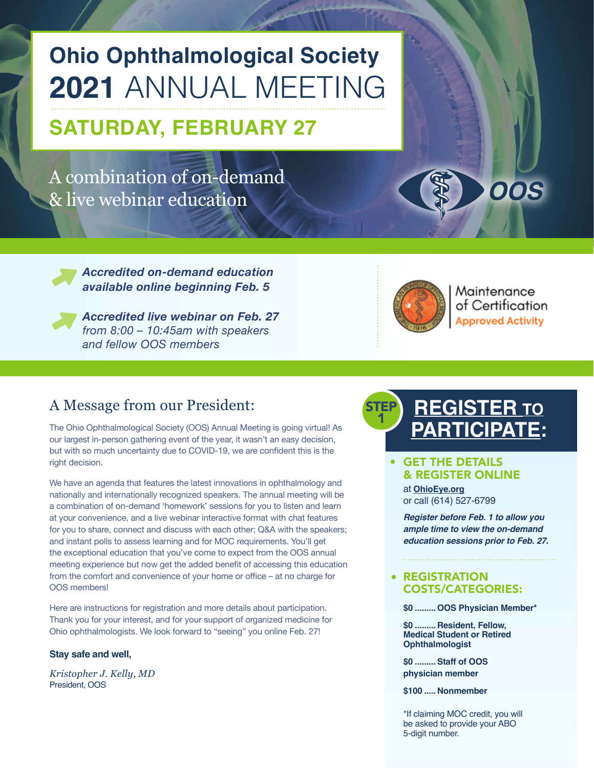# Ohio Ophthalmological Society

# 2021 ANNUAL MEETING

## SATURDAY, FEBRUARY 27

A combination of on-demand & live webinar education

OOS

- ***Accredited on-demand education available online beginning Feb. 5***
- ***Accredited live webinar on Feb. 27*** *from 8:00 – 10:45am with speakers and fellow OOS members*

Maintenance of Certification **Approved Activity**

## A Message from our President:

The Ohio Ophthalmological Society (OOS) Annual Meeting is going virtual! As our largest in-person gathering event of the year, it wasn't an easy decision, but with so much uncertainty due to COVID-19, we are confident this is the right decision.

We have an agenda that features the latest innovations in ophthalmology and nationally and internationally recognized speakers. The annual meeting will be a combination of on-demand 'homework' sessions for you to listen and learn at your convenience, and a live webinar interactive format with chat features for you to share, connect and discuss with each other; Q&A with the speakers; and instant polls to assess learning and for MOC requirements. You'll get the exceptional education that you've come to expect from the OOS annual meeting experience but now get the added benefit of accessing this education from the comfort and convenience of your home or office – at no charge for OOS members!

Here are instructions for registration and more details about participation. Thank you for your interest, and for your support of organized medicine for Ohio ophthalmologists. We look forward to "seeing" you online Feb. 27!

**Stay safe and well,**

*Kristopher J. Kelly, MD*
President, OOS

## STEP 1 REGISTER TO PARTICIPATE:

- **GET THE DETAILS & REGISTER ONLINE**

  at **OhioEye.org**
  or call (614) 527-6799

  ***Register before Feb. 1 to allow you ample time to view the on-demand education sessions prior to Feb. 27.***

- **REGISTRATION COSTS/CATEGORIES:**

  **$0 ......... OOS Physician Member***

  **$0 ......... Resident, Fellow, Medical Student or Retired Ophthalmologist**

  **$0 ......... Staff of OOS physician member**

  **$100 ..... Nonmember**

  *If claiming MOC credit, you will be asked to provide your ABO 5-digit number.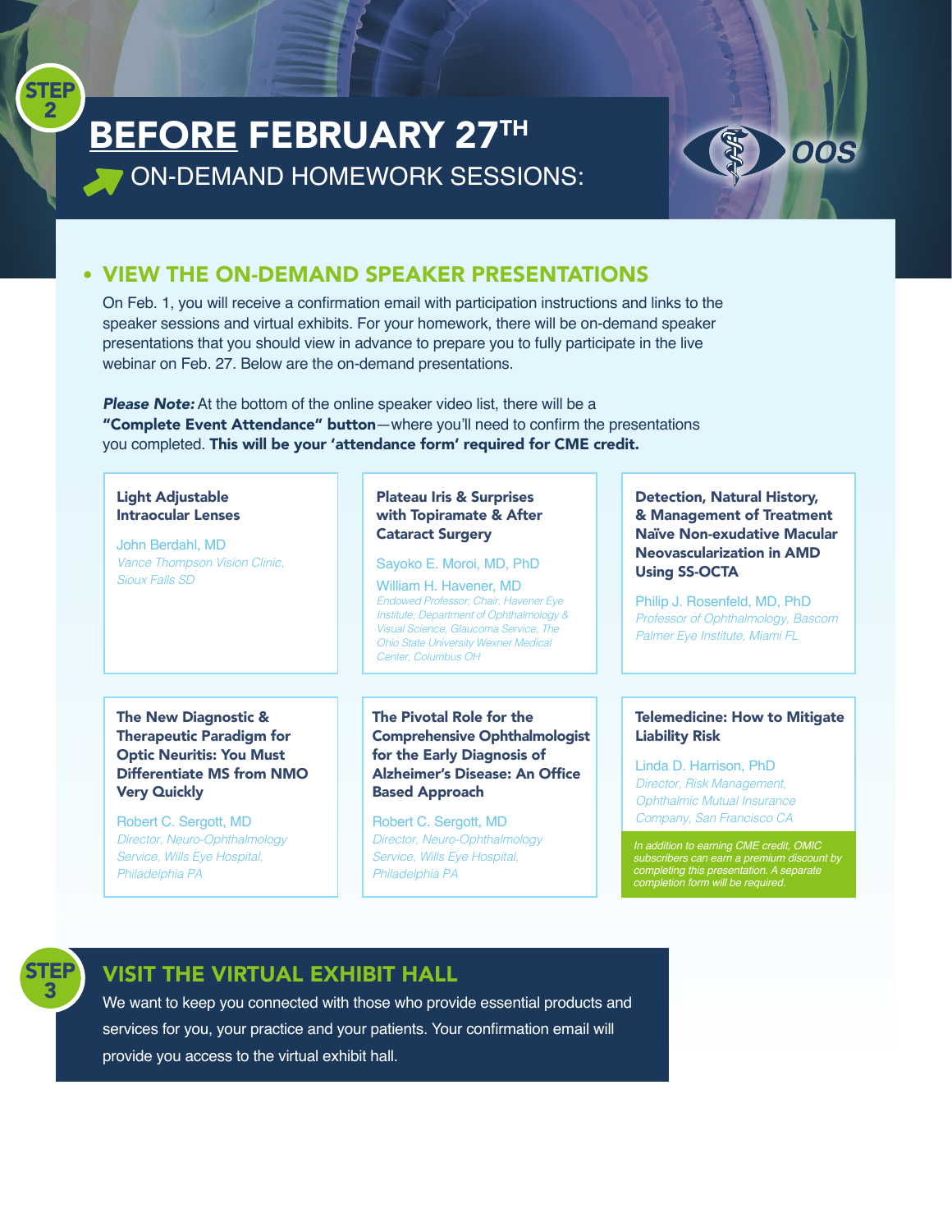STEP 2

# BEFORE FEBRUARY 27TH

## ON-DEMAND HOMEWORK SESSIONS:

OOS

## • VIEW THE ON-DEMAND SPEAKER PRESENTATIONS

On Feb. 1, you will receive a confirmation email with participation instructions and links to the speaker sessions and virtual exhibits. For your homework, there will be on-demand speaker presentations that you should view in advance to prepare you to fully participate in the live webinar on Feb. 27. Below are the on-demand presentations.

***Please Note:*** At the bottom of the online speaker video list, there will be a **"Complete Event Attendance" button**—where you'll need to confirm the presentations you completed. **This will be your 'attendance form' required for CME credit.**

**Light Adjustable Intraocular Lenses**

John Berdahl, MD
*Vance Thompson Vision Clinic, Sioux Falls SD*

**Plateau Iris & Surprises with Topiramate & After Cataract Surgery**

Sayoko E. Moroi, MD, PhD

William H. Havener, MD
*Endowed Professor; Chair, Havener Eye Institute; Department of Ophthalmology & Visual Science, Glaucoma Service, The Ohio State University Wexner Medical Center, Columbus OH*

**Detection, Natural History, & Management of Treatment Naïve Non-exudative Macular Neovascularization in AMD Using SS-OCTA**

Philip J. Rosenfeld, MD, PhD
*Professor of Ophthalmology, Bascom Palmer Eye Institute, Miami FL*

**The New Diagnostic & Therapeutic Paradigm for Optic Neuritis: You Must Differentiate MS from NMO Very Quickly**

Robert C. Sergott, MD
*Director, Neuro-Ophthalmology Service, Wills Eye Hospital, Philadelphia PA*

**The Pivotal Role for the Comprehensive Ophthalmologist for the Early Diagnosis of Alzheimer's Disease: An Office Based Approach**

Robert C. Sergott, MD
*Director, Neuro-Ophthalmology Service, Wills Eye Hospital, Philadelphia PA*

**Telemedicine: How to Mitigate Liability Risk**

Linda D. Harrison, PhD
*Director, Risk Management, Ophthalmic Mutual Insurance Company, San Francisco CA*

*In addition to earning CME credit, OMIC subscribers can earn a premium discount by completing this presentation. A separate completion form will be required.*

STEP 3

## VISIT THE VIRTUAL EXHIBIT HALL

We want to keep you connected with those who provide essential products and services for you, your practice and your patients. Your confirmation email will provide you access to the virtual exhibit hall.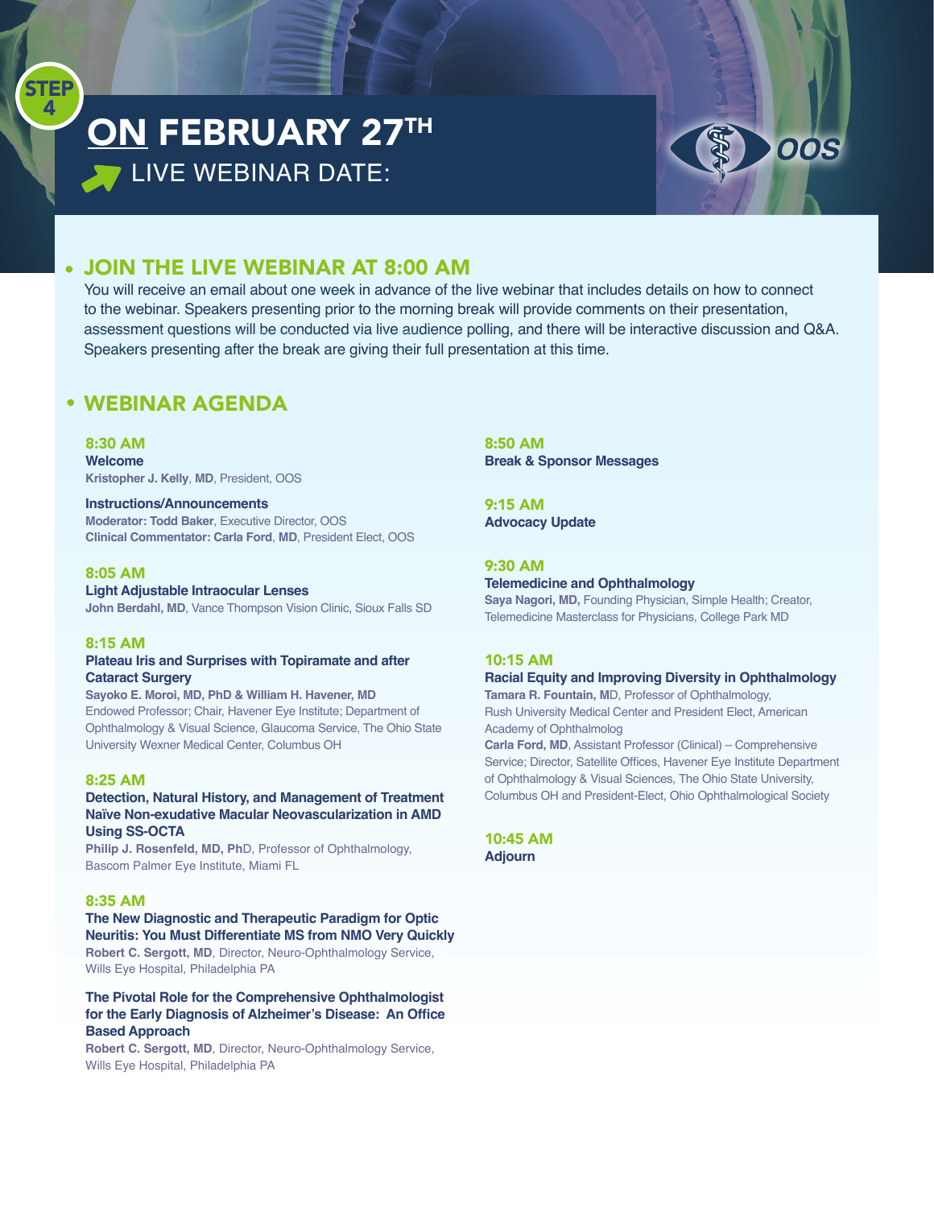STEP 4

# ON FEBRUARY 27TH

LIVE WEBINAR DATE:

OOS

## • JOIN THE LIVE WEBINAR AT 8:00 AM

You will receive an email about one week in advance of the live webinar that includes details on how to connect to the webinar. Speakers presenting prior to the morning break will provide comments on their presentation, assessment questions will be conducted via live audience polling, and there will be interactive discussion and Q&A. Speakers presenting after the break are giving their full presentation at this time.

## • WEBINAR AGENDA

### 8:30 AM

**Welcome**
**Kristopher J. Kelly**, **MD**, President, OOS

**Instructions/Announcements**
**Moderator: Todd Baker**, Executive Director, OOS
**Clinical Commentator: Carla Ford**, **MD**, President Elect, OOS

### 8:05 AM

**Light Adjustable Intraocular Lenses**
**John Berdahl, MD**, Vance Thompson Vision Clinic, Sioux Falls SD

### 8:15 AM

**Plateau Iris and Surprises with Topiramate and after Cataract Surgery**
**Sayoko E. Moroi, MD, PhD & William H. Havener, MD**
Endowed Professor; Chair, Havener Eye Institute; Department of Ophthalmology & Visual Science, Glaucoma Service, The Ohio State University Wexner Medical Center, Columbus OH

### 8:25 AM

**Detection, Natural History, and Management of Treatment Naïve Non-exudative Macular Neovascularization in AMD Using SS-OCTA**
**Philip J. Rosenfeld, MD, Ph**D, Professor of Ophthalmology, Bascom Palmer Eye Institute, Miami FL

### 8:35 AM

**The New Diagnostic and Therapeutic Paradigm for Optic Neuritis: You Must Differentiate MS from NMO Very Quickly**
**Robert C. Sergott, MD**, Director, Neuro-Ophthalmology Service, Wills Eye Hospital, Philadelphia PA

**The Pivotal Role for the Comprehensive Ophthalmologist for the Early Diagnosis of Alzheimer's Disease: An Office Based Approach**
**Robert C. Sergott, MD**, Director, Neuro-Ophthalmology Service, Wills Eye Hospital, Philadelphia PA

### 8:50 AM

**Break & Sponsor Messages**

### 9:15 AM

**Advocacy Update**

### 9:30 AM

**Telemedicine and Ophthalmology**
**Saya Nagori, MD,** Founding Physician, Simple Health; Creator, Telemedicine Masterclass for Physicians, College Park MD

### 10:15 AM

**Racial Equity and Improving Diversity in Ophthalmology**
**Tamara R. Fountain, M**D, Professor of Ophthalmology, Rush University Medical Center and President Elect, American Academy of Ophthalmolog
**Carla Ford, MD**, Assistant Professor (Clinical) – Comprehensive Service; Director, Satellite Offices, Havener Eye Institute Department of Ophthalmology & Visual Sciences, The Ohio State University, Columbus OH and President-Elect, Ohio Ophthalmological Society

### 10:45 AM

**Adjourn**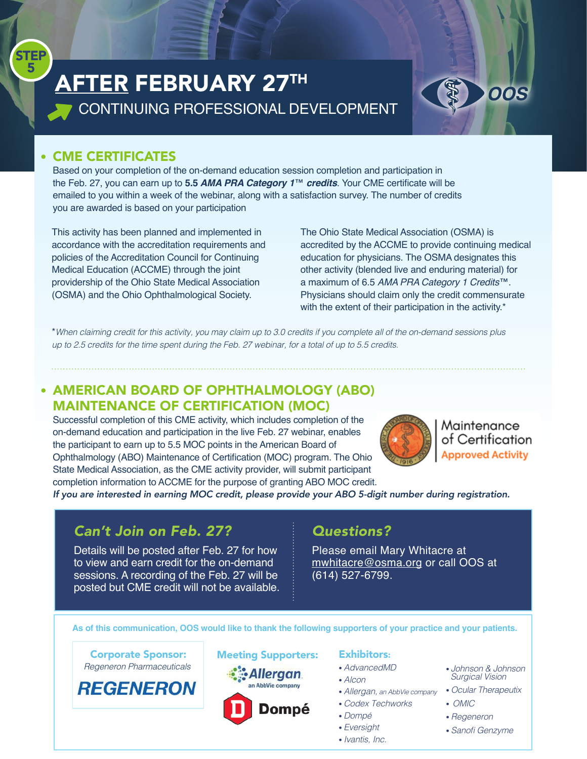STEP 5

# AFTER FEBRUARY 27TH

CONTINUING PROFESSIONAL DEVELOPMENT

OOS

## • CME CERTIFICATES

Based on your completion of the on-demand education session completion and participation in the Feb. 27, you can earn up to **5.5 *AMA PRA Category 1*™ *credits***. Your CME certificate will be emailed to you within a week of the webinar, along with a satisfaction survey. The number of credits you are awarded is based on your participation

This activity has been planned and implemented in accordance with the accreditation requirements and policies of the Accreditation Council for Continuing Medical Education (ACCME) through the joint providership of the Ohio State Medical Association (OSMA) and the Ohio Ophthalmological Society.

The Ohio State Medical Association (OSMA) is accredited by the ACCME to provide continuing medical education for physicians. The OSMA designates this other activity (blended live and enduring material) for a maximum of 6.5 *AMA PRA Category 1 Credits*™. Physicians should claim only the credit commensurate with the extent of their participation in the activity.*

**When claiming credit for this activity, you may claim up to 3.0 credits if you complete all of the on-demand sessions plus up to 2.5 credits for the time spent during the Feb. 27 webinar, for a total of up to 5.5 credits.*

## • AMERICAN BOARD OF OPHTHALMOLOGY (ABO) MAINTENANCE OF CERTIFICATION (MOC)

Successful completion of this CME activity, which includes completion of the on-demand education and participation in the live Feb. 27 webinar, enables the participant to earn up to 5.5 MOC points in the American Board of Ophthalmology (ABO) Maintenance of Certification (MOC) program. The Ohio State Medical Association, as the CME activity provider, will submit participant completion information to ACCME for the purpose of granting ABO MOC credit.

***If you are interested in earning MOC credit, please provide your ABO 5-digit number during registration.***

Maintenance of Certification Approved Activity

### *Can't Join on Feb. 27?*

Details will be posted after Feb. 27 for how to view and earn credit for the on-demand sessions. A recording of the Feb. 27 will be posted but CME credit will not be available.

### *Questions?*

Please email Mary Whitacre at mwhitacre@osma.org or call OOS at (614) 527-6799.

**As of this communication, OOS would like to thank the following supporters of your practice and your patients.**

**Corporate Sponsor:**
*Regeneron Pharmaceuticals*

REGENERON

**Meeting Supporters:**

Allergan, an AbbVie company

Dompé

**Exhibitors:**

- *AdvancedMD*
- *Alcon*
- *Allergan, an AbbVie company*
- *Codex Techworks*
- *Dompé*
- *Eversight*
- *Ivantis, Inc.*
- *Johnson & Johnson Surgical Vision*
- *Ocular Therapeutix*
- *OMIC*
- *Regeneron*
- *Sanofi Genzyme*